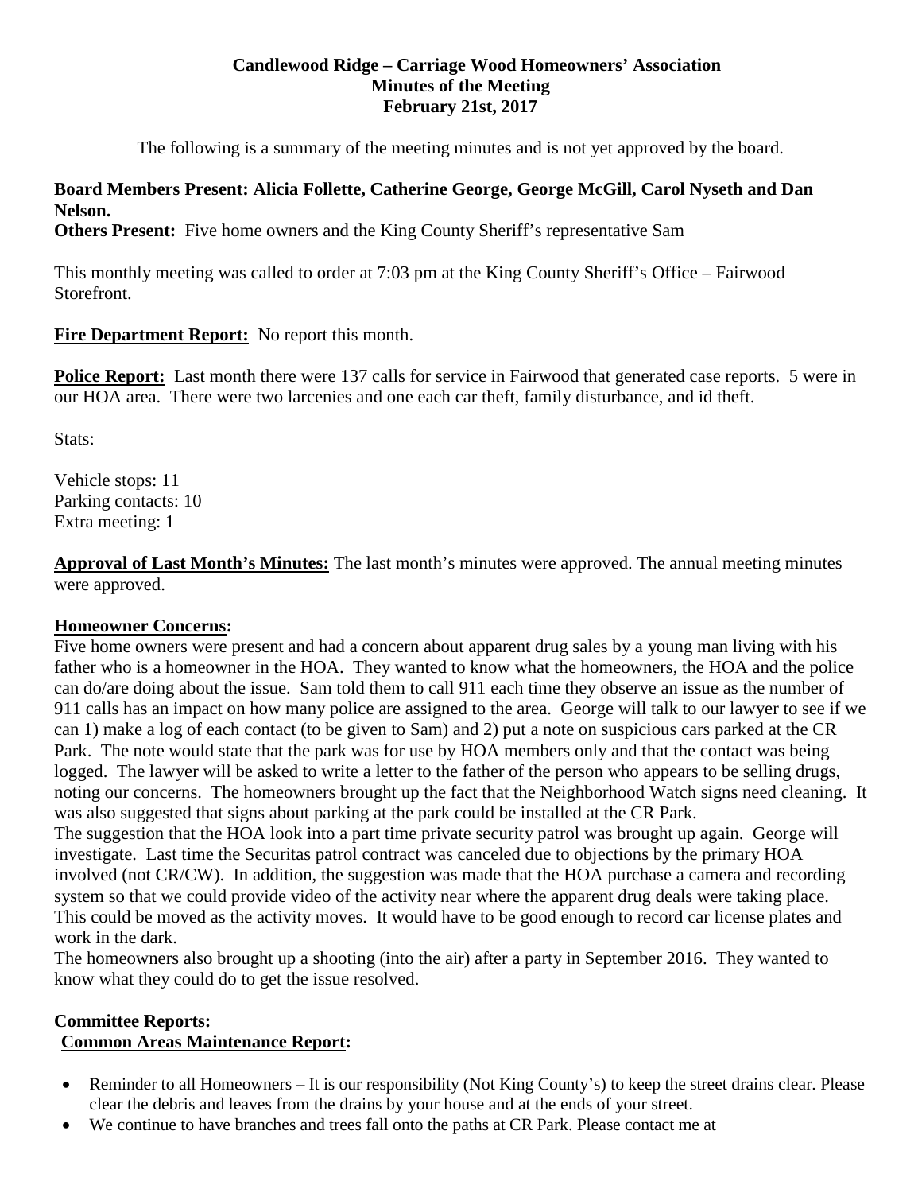**Candlewood Ridge – Carriage Wood Homeowners' Association**
**Minutes of the Meeting**
**February 21st, 2017**

The following is a summary of the meeting minutes and is not yet approved by the board.

**Board Members Present: Alicia Follette, Catherine George, George McGill, Carol Nyseth and Dan Nelson.**
**Others Present:** Five home owners and the King County Sheriff's representative Sam

This monthly meeting was called to order at 7:03 pm at the King County Sheriff's Office – Fairwood Storefront.

**Fire Department Report:** No report this month.

**Police Report:** Last month there were 137 calls for service in Fairwood that generated case reports. 5 were in our HOA area. There were two larcenies and one each car theft, family disturbance, and id theft.

Stats:

Vehicle stops: 11
Parking contacts: 10
Extra meeting: 1

**Approval of Last Month's Minutes:** The last month's minutes were approved. The annual meeting minutes were approved.

**Homeowner Concerns:**
Five home owners were present and had a concern about apparent drug sales by a young man living with his father who is a homeowner in the HOA. They wanted to know what the homeowners, the HOA and the police can do/are doing about the issue. Sam told them to call 911 each time they observe an issue as the number of 911 calls has an impact on how many police are assigned to the area. George will talk to our lawyer to see if we can 1) make a log of each contact (to be given to Sam) and 2) put a note on suspicious cars parked at the CR Park. The note would state that the park was for use by HOA members only and that the contact was being logged. The lawyer will be asked to write a letter to the father of the person who appears to be selling drugs, noting our concerns. The homeowners brought up the fact that the Neighborhood Watch signs need cleaning. It was also suggested that signs about parking at the park could be installed at the CR Park.
The suggestion that the HOA look into a part time private security patrol was brought up again. George will investigate. Last time the Securitas patrol contract was canceled due to objections by the primary HOA involved (not CR/CW). In addition, the suggestion was made that the HOA purchase a camera and recording system so that we could provide video of the activity near where the apparent drug deals were taking place. This could be moved as the activity moves. It would have to be good enough to record car license plates and work in the dark.
The homeowners also brought up a shooting (into the air) after a party in September 2016. They wanted to know what they could do to get the issue resolved.

**Committee Reports:**
**Common Areas Maintenance Report:**

- Reminder to all Homeowners – It is our responsibility (Not King County's) to keep the street drains clear. Please clear the debris and leaves from the drains by your house and at the ends of your street.
- We continue to have branches and trees fall onto the paths at CR Park. Please contact me at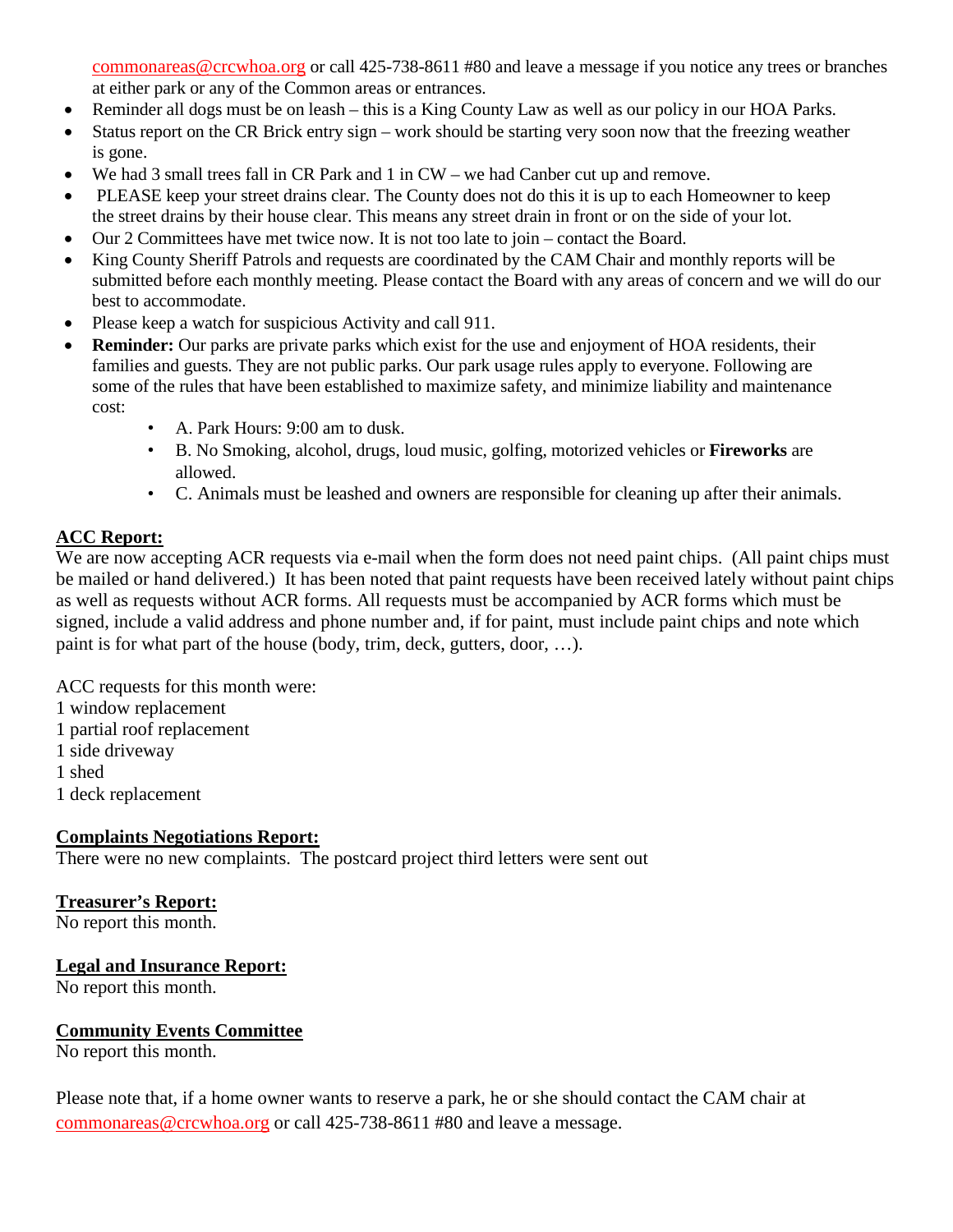commonareas@crcwhoa.org or call 425-738-8611 #80 and leave a message if you notice any trees or branches at either park or any of the Common areas or entrances.

- Reminder all dogs must be on leash – this is a King County Law as well as our policy in our HOA Parks.
- Status report on the CR Brick entry sign – work should be starting very soon now that the freezing weather is gone.
- We had 3 small trees fall in CR Park and 1 in CW – we had Canber cut up and remove.
- PLEASE keep your street drains clear. The County does not do this it is up to each Homeowner to keep the street drains by their house clear. This means any street drain in front or on the side of your lot.
- Our 2 Committees have met twice now. It is not too late to join – contact the Board.
- King County Sheriff Patrols and requests are coordinated by the CAM Chair and monthly reports will be submitted before each monthly meeting. Please contact the Board with any areas of concern and we will do our best to accommodate.
- Please keep a watch for suspicious Activity and call 911.
- **Reminder:** Our parks are private parks which exist for the use and enjoyment of HOA residents, their families and guests. They are not public parks. Our park usage rules apply to everyone. Following are some of the rules that have been established to maximize safety, and minimize liability and maintenance cost:
  - A. Park Hours: 9:00 am to dusk.
  - B. No Smoking, alcohol, drugs, loud music, golfing, motorized vehicles or **Fireworks** are allowed.
  - C. Animals must be leashed and owners are responsible for cleaning up after their animals.

## ACC Report:

We are now accepting ACR requests via e-mail when the form does not need paint chips. (All paint chips must be mailed or hand delivered.) It has been noted that paint requests have been received lately without paint chips as well as requests without ACR forms. All requests must be accompanied by ACR forms which must be signed, include a valid address and phone number and, if for paint, must include paint chips and note which paint is for what part of the house (body, trim, deck, gutters, door, …).

ACC requests for this month were:
1 window replacement
1 partial roof replacement
1 side driveway
1 shed
1 deck replacement

## Complaints Negotiations Report:

There were no new complaints. The postcard project third letters were sent out

## Treasurer's Report:

No report this month.

## Legal and Insurance Report:

No report this month.

## Community Events Committee

No report this month.

Please note that, if a home owner wants to reserve a park, he or she should contact the CAM chair at commonareas@crcwhoa.org or call 425-738-8611 #80 and leave a message.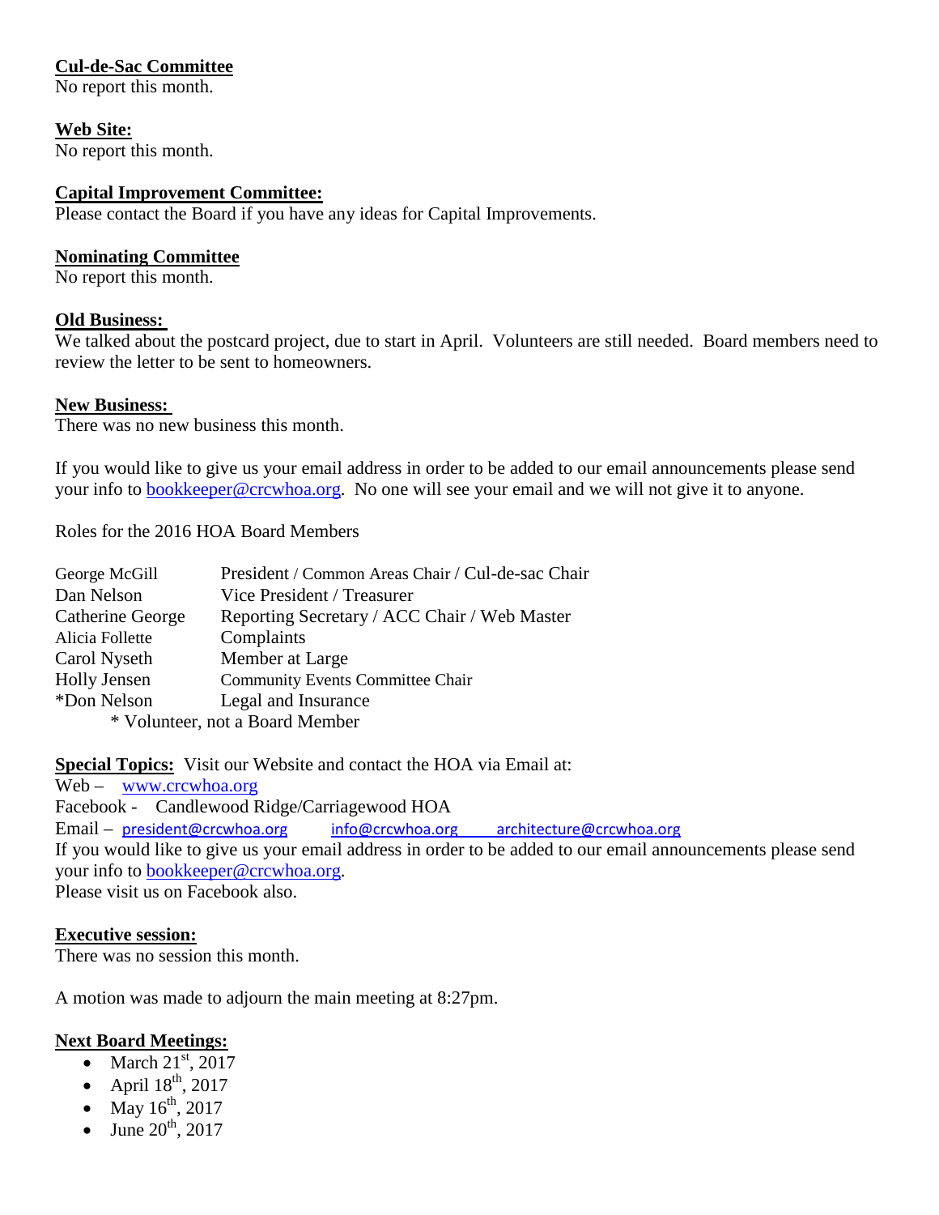**Cul-de-Sac Committee**
No report this month.

**Web Site:**
No report this month.

**Capital Improvement Committee:**
Please contact the Board if you have any ideas for Capital Improvements.

**Nominating Committee**
No report this month.

**Old Business:**
We talked about the postcard project, due to start in April. Volunteers are still needed. Board members need to review the letter to be sent to homeowners.

**New Business:**
There was no new business this month.

If you would like to give us your email address in order to be added to our email announcements please send your info to bookkeeper@crcwhoa.org. No one will see your email and we will not give it to anyone.

Roles for the 2016 HOA Board Members

| | |
|---|---|
| George McGill | President / Common Areas Chair / Cul-de-sac Chair |
| Dan Nelson | Vice President / Treasurer |
| Catherine George | Reporting Secretary / ACC Chair / Web Master |
| Alicia Follette | Complaints |
| Carol Nyseth | Member at Large |
| Holly Jensen | Community Events Committee Chair |
| *Don Nelson | Legal and Insurance |

\* Volunteer, not a Board Member

**Special Topics:** Visit our Website and contact the HOA via Email at:
Web – www.crcwhoa.org
Facebook - Candlewood Ridge/Carriagewood HOA
Email – president@crcwhoa.org info@crcwhoa.org architecture@crcwhoa.org
If you would like to give us your email address in order to be added to our email announcements please send your info to bookkeeper@crcwhoa.org.
Please visit us on Facebook also.

**Executive session:**
There was no session this month.

A motion was made to adjourn the main meeting at 8:27pm.

**Next Board Meetings:**

- March 21st, 2017
- April 18th, 2017
- May 16th, 2017
- June 20th, 2017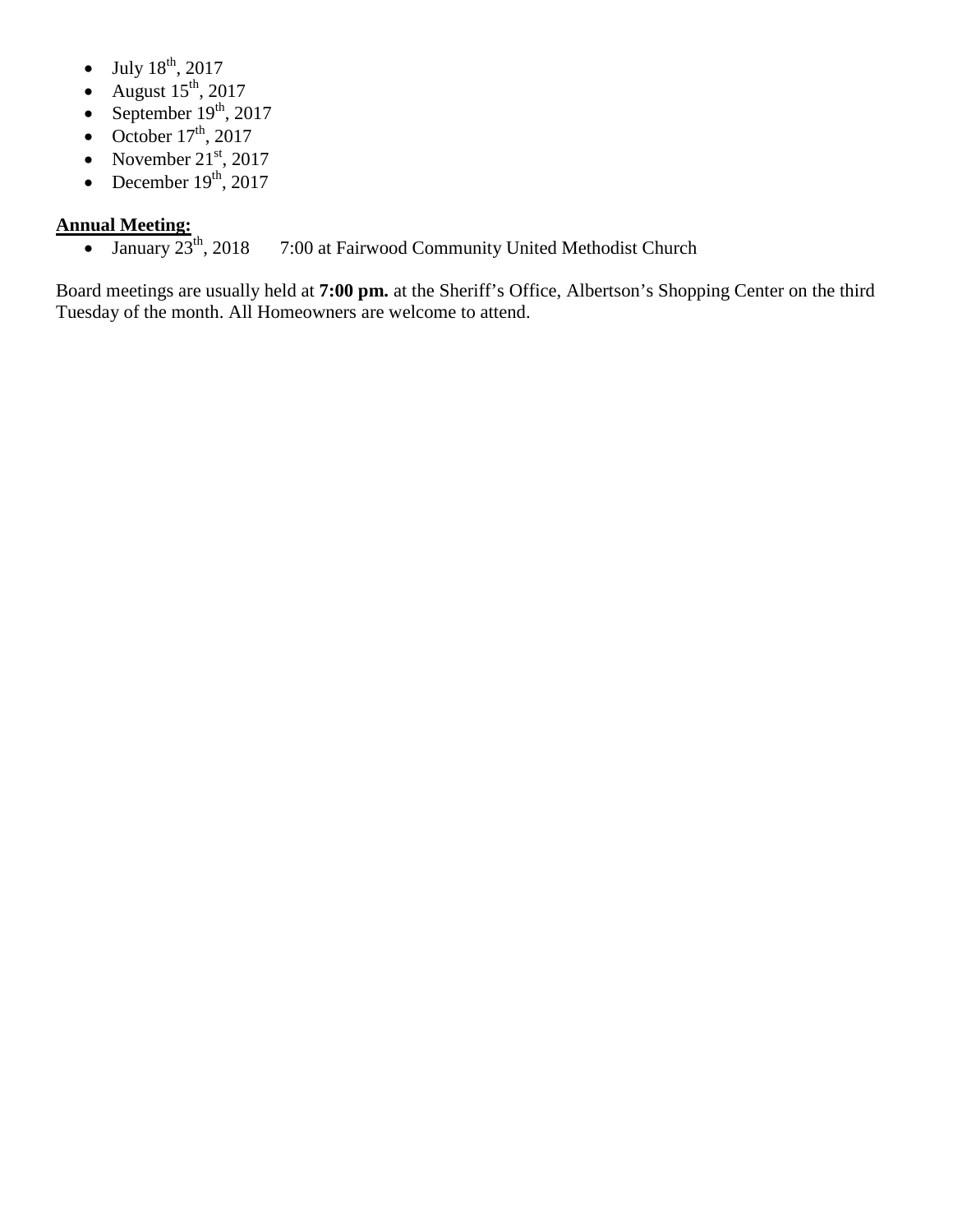- July 18th, 2017
- August 15th, 2017
- September 19th, 2017
- October 17th, 2017
- November 21st, 2017
- December 19th, 2017

**Annual Meeting:**

- January 23th, 2018 7:00 at Fairwood Community United Methodist Church

Board meetings are usually held at **7:00 pm.** at the Sheriff's Office, Albertson's Shopping Center on the third Tuesday of the month. All Homeowners are welcome to attend.